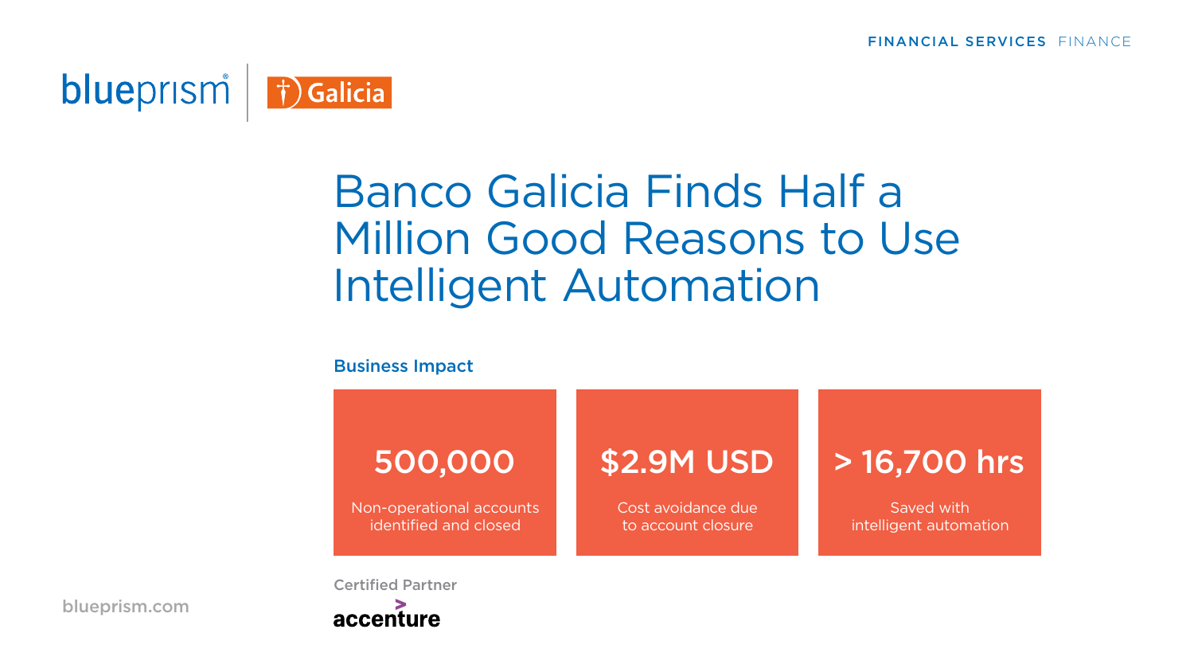FINANCIAL SERVICES FINANCE

blueprism | Galicia

# Banco Galicia Finds Half a Million Good Reasons to Use Intelligent Automation

## Business Impact

**500,000**
Non-operational accounts identified and closed

**$2.9M USD**
Cost avoidance due to account closure

**> 16,700 hrs**
Saved with intelligent automation

Certified Partner

accenture

blueprism.com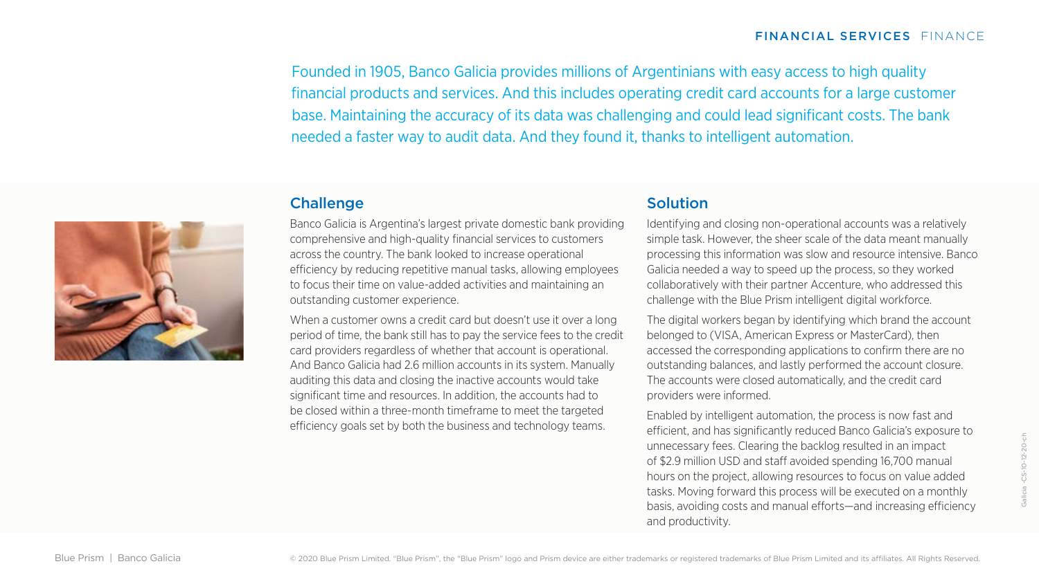FINANCIAL SERVICES FINANCE

Founded in 1905, Banco Galicia provides millions of Argentinians with easy access to high quality financial products and services. And this includes operating credit card accounts for a large customer base. Maintaining the accuracy of its data was challenging and could lead significant costs. The bank needed a faster way to audit data. And they found it, thanks to intelligent automation.

## Challenge

Banco Galicia is Argentina's largest private domestic bank providing comprehensive and high-quality financial services to customers across the country. The bank looked to increase operational efficiency by reducing repetitive manual tasks, allowing employees to focus their time on value-added activities and maintaining an outstanding customer experience.

When a customer owns a credit card but doesn't use it over a long period of time, the bank still has to pay the service fees to the credit card providers regardless of whether that account is operational. And Banco Galicia had 2.6 million accounts in its system. Manually auditing this data and closing the inactive accounts would take significant time and resources. In addition, the accounts had to be closed within a three-month timeframe to meet the targeted efficiency goals set by both the business and technology teams.

## Solution

Identifying and closing non-operational accounts was a relatively simple task. However, the sheer scale of the data meant manually processing this information was slow and resource intensive. Banco Galicia needed a way to speed up the process, so they worked collaboratively with their partner Accenture, who addressed this challenge with the Blue Prism intelligent digital workforce.

The digital workers began by identifying which brand the account belonged to (VISA, American Express or MasterCard), then accessed the corresponding applications to confirm there are no outstanding balances, and lastly performed the account closure. The accounts were closed automatically, and the credit card providers were informed.

Enabled by intelligent automation, the process is now fast and efficient, and has significantly reduced Banco Galicia's exposure to unnecessary fees. Clearing the backlog resulted in an impact of $2.9 million USD and staff avoided spending 16,700 manual hours on the project, allowing resources to focus on value added tasks. Moving forward this process will be executed on a monthly basis, avoiding costs and manual efforts—and increasing efficiency and productivity.

Blue Prism | Banco Galicia

© 2020 Blue Prism Limited. "Blue Prism", the "Blue Prism" logo and Prism device are either trademarks or registered trademarks of Blue Prism Limited and its affiliates. All Rights Reserved.

Galicia -CS-10-12-20-ch